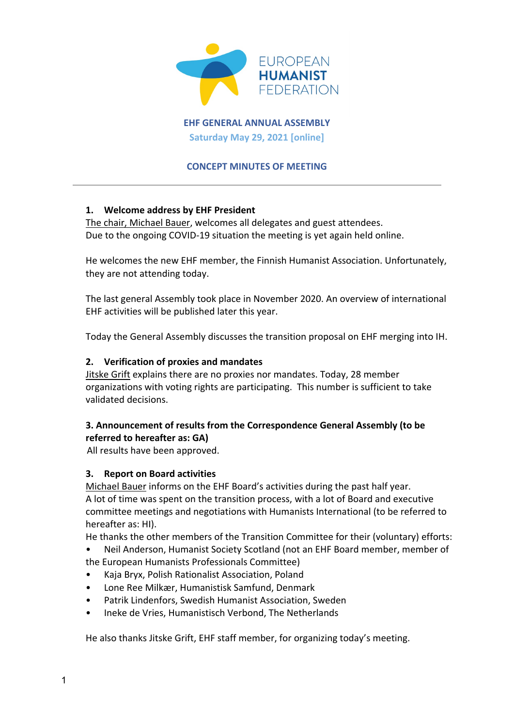EUROPEAN HUMANIST FEDERATION

**EHF GENERAL ANNUAL ASSEMBLY**

**Saturday May 29, 2021 [online]**

**CONCEPT MINUTES OF MEETING**

---

### 1. Welcome address by EHF President

The chair, Michael Bauer, welcomes all delegates and guest attendees.
Due to the ongoing COVID-19 situation the meeting is yet again held online.

He welcomes the new EHF member, the Finnish Humanist Association. Unfortunately, they are not attending today.

The last general Assembly took place in November 2020. An overview of international EHF activities will be published later this year.

Today the General Assembly discusses the transition proposal on EHF merging into IH.

### 2. Verification of proxies and mandates

Jitske Grift explains there are no proxies nor mandates. Today, 28 member organizations with voting rights are participating. This number is sufficient to take validated decisions.

### 3. Announcement of results from the Correspondence General Assembly (to be referred to hereafter as: GA)

All results have been approved.

### 3. Report on Board activities

Michael Bauer informs on the EHF Board's activities during the past half year.
A lot of time was spent on the transition process, with a lot of Board and executive committee meetings and negotiations with Humanists International (to be referred to hereafter as: HI).
He thanks the other members of the Transition Committee for their (voluntary) efforts:

- Neil Anderson, Humanist Society Scotland (not an EHF Board member, member of the European Humanists Professionals Committee)
- Kaja Bryx, Polish Rationalist Association, Poland
- Lone Ree Milkær, Humanistisk Samfund, Denmark
- Patrik Lindenfors, Swedish Humanist Association, Sweden
- Ineke de Vries, Humanistisch Verbond, The Netherlands

He also thanks Jitske Grift, EHF staff member, for organizing today's meeting.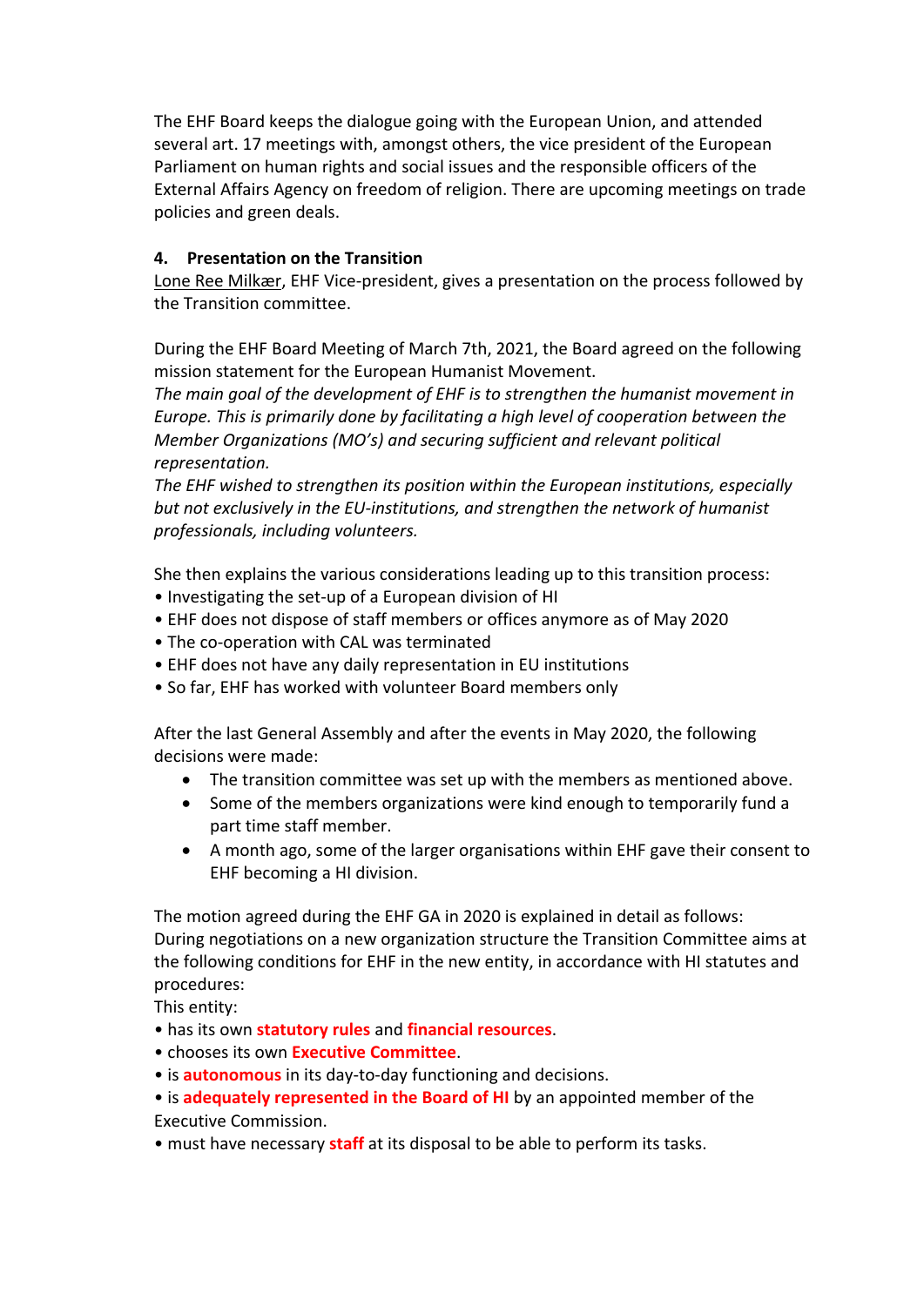The EHF Board keeps the dialogue going with the European Union, and attended several art. 17 meetings with, amongst others, the vice president of the European Parliament on human rights and social issues and the responsible officers of the External Affairs Agency on freedom of religion. There are upcoming meetings on trade policies and green deals.

**4. Presentation on the Transition**

Lone Ree Milkær, EHF Vice-president, gives a presentation on the process followed by the Transition committee.

During the EHF Board Meeting of March 7th, 2021, the Board agreed on the following mission statement for the European Humanist Movement.

*The main goal of the development of EHF is to strengthen the humanist movement in Europe. This is primarily done by facilitating a high level of cooperation between the Member Organizations (MO's) and securing sufficient and relevant political representation.*

*The EHF wished to strengthen its position within the European institutions, especially but not exclusively in the EU-institutions, and strengthen the network of humanist professionals, including volunteers.*

She then explains the various considerations leading up to this transition process:

- Investigating the set-up of a European division of HI
- EHF does not dispose of staff members or offices anymore as of May 2020
- The co-operation with CAL was terminated
- EHF does not have any daily representation in EU institutions
- So far, EHF has worked with volunteer Board members only

After the last General Assembly and after the events in May 2020, the following decisions were made:

- The transition committee was set up with the members as mentioned above.
- Some of the members organizations were kind enough to temporarily fund a part time staff member.
- A month ago, some of the larger organisations within EHF gave their consent to EHF becoming a HI division.

The motion agreed during the EHF GA in 2020 is explained in detail as follows:
During negotiations on a new organization structure the Transition Committee aims at the following conditions for EHF in the new entity, in accordance with HI statutes and procedures:

This entity:

- has its own **statutory rules** and **financial resources**.
- chooses its own **Executive Committee**.
- is **autonomous** in its day-to-day functioning and decisions.
- is **adequately represented in the Board of HI** by an appointed member of the Executive Commission.
- must have necessary **staff** at its disposal to be able to perform its tasks.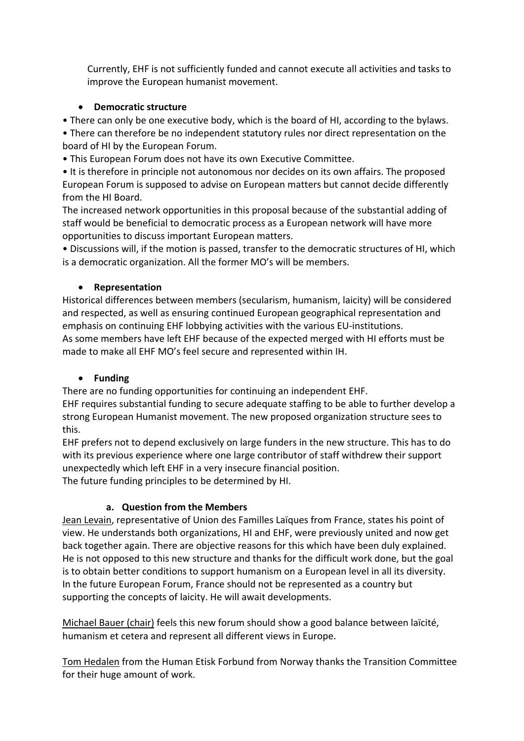Currently, EHF is not sufficiently funded and cannot execute all activities and tasks to improve the European humanist movement.

- **Democratic structure**

• There can only be one executive body, which is the board of HI, according to the bylaws.
• There can therefore be no independent statutory rules nor direct representation on the board of HI by the European Forum.
• This European Forum does not have its own Executive Committee.
• It is therefore in principle not autonomous nor decides on its own affairs. The proposed European Forum is supposed to advise on European matters but cannot decide differently from the HI Board.
The increased network opportunities in this proposal because of the substantial adding of staff would be beneficial to democratic process as a European network will have more opportunities to discuss important European matters.
• Discussions will, if the motion is passed, transfer to the democratic structures of HI, which is a democratic organization. All the former MO's will be members.

- **Representation**

Historical differences between members (secularism, humanism, laicity) will be considered and respected, as well as ensuring continued European geographical representation and emphasis on continuing EHF lobbying activities with the various EU-institutions.
As some members have left EHF because of the expected merged with HI efforts must be made to make all EHF MO's feel secure and represented within IH.

- **Funding**

There are no funding opportunities for continuing an independent EHF.
EHF requires substantial funding to secure adequate staffing to be able to further develop a strong European Humanist movement. The new proposed organization structure sees to this.
EHF prefers not to depend exclusively on large funders in the new structure. This has to do with its previous experience where one large contributor of staff withdrew their support unexpectedly which left EHF in a very insecure financial position.
The future funding principles to be determined by HI.

**a. Question from the Members**

Jean Levain, representative of Union des Familles Laïques from France, states his point of view. He understands both organizations, HI and EHF, were previously united and now get back together again. There are objective reasons for this which have been duly explained. He is not opposed to this new structure and thanks for the difficult work done, but the goal is to obtain better conditions to support humanism on a European level in all its diversity. In the future European Forum, France should not be represented as a country but supporting the concepts of laicity. He will await developments.

Michael Bauer (chair) feels this new forum should show a good balance between laïcité, humanism et cetera and represent all different views in Europe.

Tom Hedalen from the Human Etisk Forbund from Norway thanks the Transition Committee for their huge amount of work.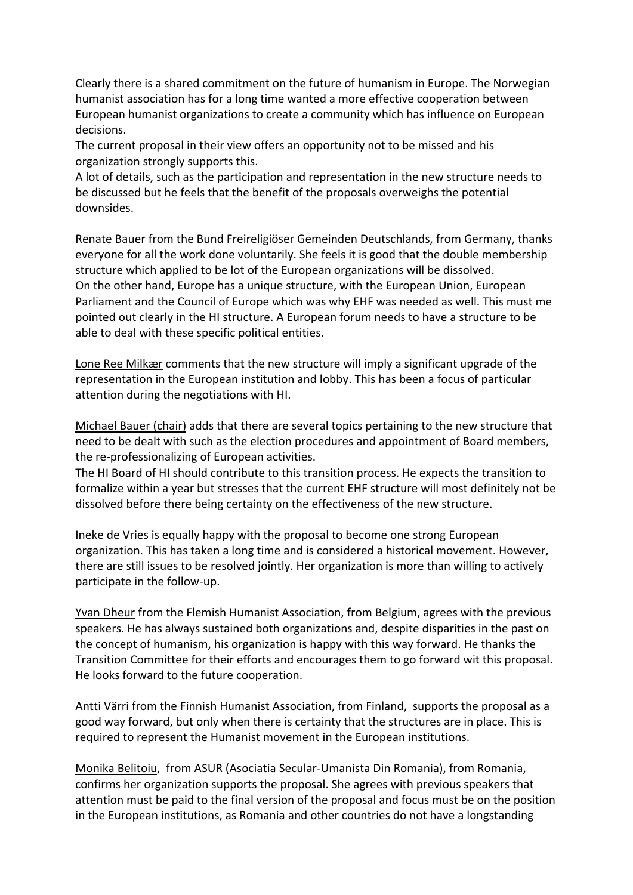Clearly there is a shared commitment on the future of humanism in Europe. The Norwegian humanist association has for a long time wanted a more effective cooperation between European humanist organizations to create a community which has influence on European decisions.

The current proposal in their view offers an opportunity not to be missed and his organization strongly supports this.

A lot of details, such as the participation and representation in the new structure needs to be discussed but he feels that the benefit of the proposals overweighs the potential downsides.

Renate Bauer from the Bund Freireligiöser Gemeinden Deutschlands, from Germany, thanks everyone for all the work done voluntarily. She feels it is good that the double membership structure which applied to be lot of the European organizations will be dissolved.

On the other hand, Europe has a unique structure, with the European Union, European Parliament and the Council of Europe which was why EHF was needed as well. This must me pointed out clearly in the HI structure. A European forum needs to have a structure to be able to deal with these specific political entities.

Lone Ree Milkær comments that the new structure will imply a significant upgrade of the representation in the European institution and lobby. This has been a focus of particular attention during the negotiations with HI.

Michael Bauer (chair) adds that there are several topics pertaining to the new structure that need to be dealt with such as the election procedures and appointment of Board members, the re-professionalizing of European activities.

The HI Board of HI should contribute to this transition process. He expects the transition to formalize within a year but stresses that the current EHF structure will most definitely not be dissolved before there being certainty on the effectiveness of the new structure.

Ineke de Vries is equally happy with the proposal to become one strong European organization. This has taken a long time and is considered a historical movement. However, there are still issues to be resolved jointly. Her organization is more than willing to actively participate in the follow-up.

Yvan Dheur from the Flemish Humanist Association, from Belgium, agrees with the previous speakers. He has always sustained both organizations and, despite disparities in the past on the concept of humanism, his organization is happy with this way forward. He thanks the Transition Committee for their efforts and encourages them to go forward wit this proposal. He looks forward to the future cooperation.

Antti Värri from the Finnish Humanist Association, from Finland, supports the proposal as a good way forward, but only when there is certainty that the structures are in place. This is required to represent the Humanist movement in the European institutions.

Monika Belitoiu, from ASUR (Asociatia Secular-Umanista Din Romania), from Romania, confirms her organization supports the proposal. She agrees with previous speakers that attention must be paid to the final version of the proposal and focus must be on the position in the European institutions, as Romania and other countries do not have a longstanding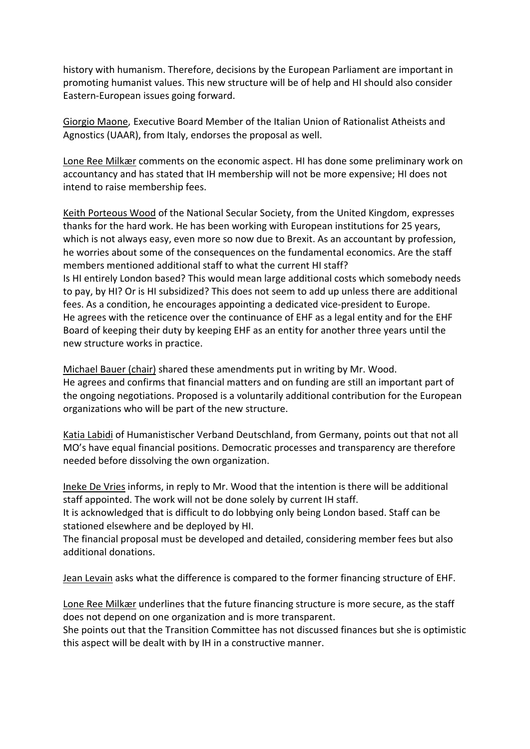history with humanism. Therefore, decisions by the European Parliament are important in promoting humanist values. This new structure will be of help and HI should also consider Eastern-European issues going forward.

Giorgio Maone, Executive Board Member of the Italian Union of Rationalist Atheists and Agnostics (UAAR), from Italy, endorses the proposal as well.

Lone Ree Milkær comments on the economic aspect. HI has done some preliminary work on accountancy and has stated that IH membership will not be more expensive; HI does not intend to raise membership fees.

Keith Porteous Wood of the National Secular Society, from the United Kingdom, expresses thanks for the hard work. He has been working with European institutions for 25 years, which is not always easy, even more so now due to Brexit. As an accountant by profession, he worries about some of the consequences on the fundamental economics. Are the staff members mentioned additional staff to what the current HI staff?
Is HI entirely London based? This would mean large additional costs which somebody needs to pay, by HI? Or is HI subsidized? This does not seem to add up unless there are additional fees. As a condition, he encourages appointing a dedicated vice-president to Europe.
He agrees with the reticence over the continuance of EHF as a legal entity and for the EHF Board of keeping their duty by keeping EHF as an entity for another three years until the new structure works in practice.

Michael Bauer (chair) shared these amendments put in writing by Mr. Wood.
He agrees and confirms that financial matters and on funding are still an important part of the ongoing negotiations. Proposed is a voluntarily additional contribution for the European organizations who will be part of the new structure.

Katia Labidi of Humanistischer Verband Deutschland, from Germany, points out that not all MO's have equal financial positions. Democratic processes and transparency are therefore needed before dissolving the own organization.

Ineke De Vries informs, in reply to Mr. Wood that the intention is there will be additional staff appointed. The work will not be done solely by current IH staff.
It is acknowledged that is difficult to do lobbying only being London based. Staff can be stationed elsewhere and be deployed by HI.
The financial proposal must be developed and detailed, considering member fees but also additional donations.

Jean Levain asks what the difference is compared to the former financing structure of EHF.

Lone Ree Milkær underlines that the future financing structure is more secure, as the staff does not depend on one organization and is more transparent.
She points out that the Transition Committee has not discussed finances but she is optimistic this aspect will be dealt with by IH in a constructive manner.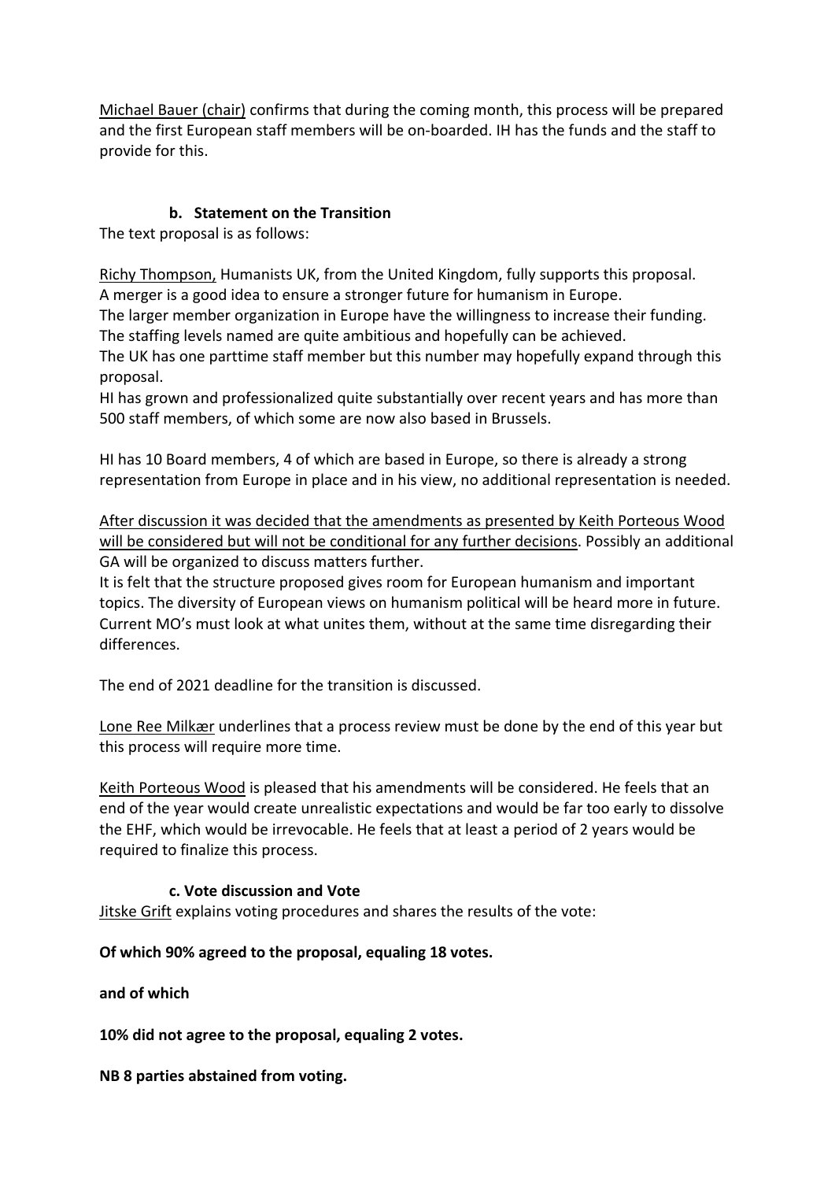Michael Bauer (chair) confirms that during the coming month, this process will be prepared and the first European staff members will be on-boarded. IH has the funds and the staff to provide for this.

### b. Statement on the Transition

The text proposal is as follows:

Richy Thompson, Humanists UK, from the United Kingdom, fully supports this proposal.
A merger is a good idea to ensure a stronger future for humanism in Europe.
The larger member organization in Europe have the willingness to increase their funding.
The staffing levels named are quite ambitious and hopefully can be achieved.
The UK has one parttime staff member but this number may hopefully expand through this proposal.
HI has grown and professionalized quite substantially over recent years and has more than 500 staff members, of which some are now also based in Brussels.

HI has 10 Board members, 4 of which are based in Europe, so there is already a strong representation from Europe in place and in his view, no additional representation is needed.

After discussion it was decided that the amendments as presented by Keith Porteous Wood will be considered but will not be conditional for any further decisions. Possibly an additional GA will be organized to discuss matters further.
It is felt that the structure proposed gives room for European humanism and important topics. The diversity of European views on humanism political will be heard more in future. Current MO's must look at what unites them, without at the same time disregarding their differences.

The end of 2021 deadline for the transition is discussed.

Lone Ree Milkær underlines that a process review must be done by the end of this year but this process will require more time.

Keith Porteous Wood is pleased that his amendments will be considered. He feels that an end of the year would create unrealistic expectations and would be far too early to dissolve the EHF, which would be irrevocable. He feels that at least a period of 2 years would be required to finalize this process.

### c. Vote discussion and Vote

Jitske Grift explains voting procedures and shares the results of the vote:

**Of which 90% agreed to the proposal, equaling 18 votes.**

**and of which**

**10% did not agree to the proposal, equaling 2 votes.**

**NB 8 parties abstained from voting.**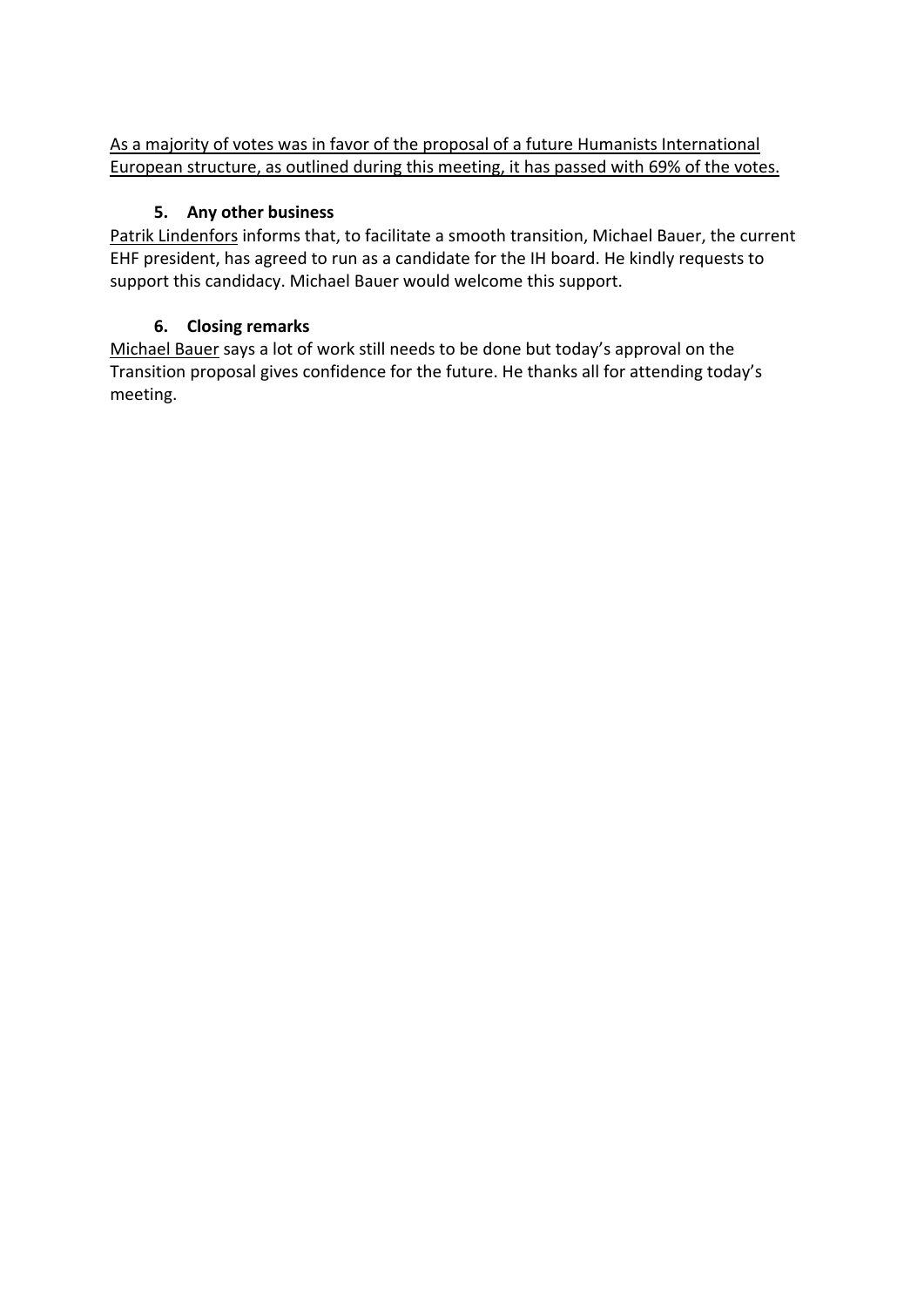<u>As a majority of votes was in favor of the proposal of a future Humanists International European structure, as outlined during this meeting, it has passed with 69% of the votes.</u>

### 5. Any other business

<u>Patrik Lindenfors</u> informs that, to facilitate a smooth transition, Michael Bauer, the current EHF president, has agreed to run as a candidate for the IH board. He kindly requests to support this candidacy. Michael Bauer would welcome this support.

### 6. Closing remarks

<u>Michael Bauer</u> says a lot of work still needs to be done but today's approval on the Transition proposal gives confidence for the future. He thanks all for attending today's meeting.